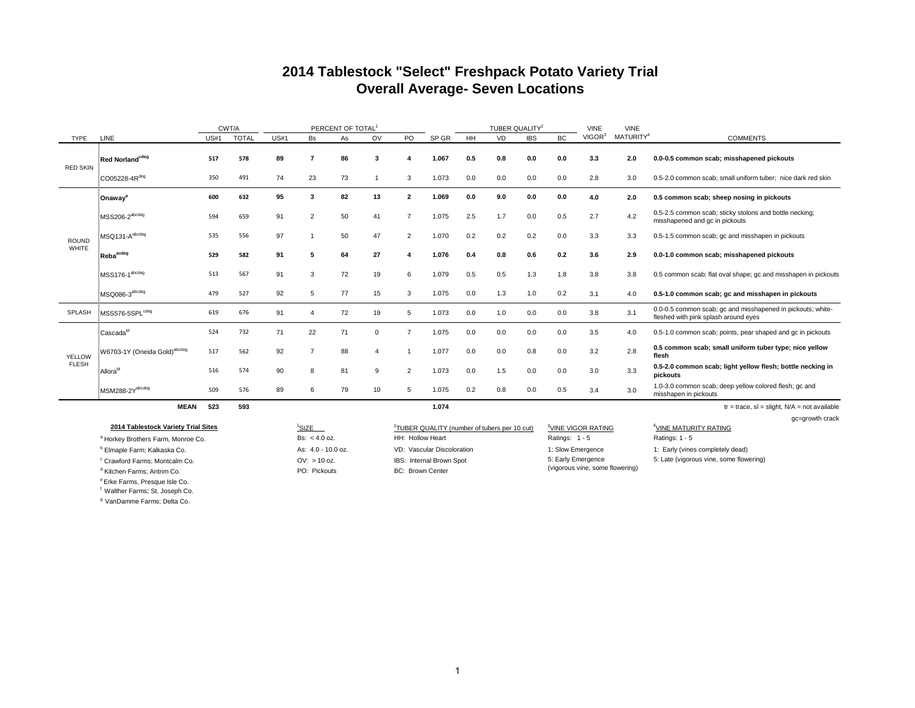# 2014 Tablestock "Select" Freshpack Potato Variety Trial
## Overall Average- Seven Locations

| TYPE | LINE | CWT/A US#1 | CWT/A TOTAL | PERCENT OF TOTAL[1] US#1 | Bs | As | OV | PO | SP GR | TUBER QUALITY[2] HH | VD | IBS | BC | VINE VIGOR[3] | VINE MATURITY[4] | COMMENTS |
|---|---|---|---|---|---|---|---|---|---|---|---|---|---|---|---|---|
| RED SKIN | **Red Norland[cdeg]** | **517** | **578** | **89** | **7** | **86** | **3** | **4** | **1.067** | **0.5** | **0.8** | **0.0** | **0.0** | **3.3** | **2.0** | **0.0-0.5 common scab; misshapened pickouts** |
| | CO05228-4R[deg] | 350 | 491 | 74 | 23 | 73 | 1 | 3 | 1.073 | 0.0 | 0.0 | 0.0 | 0.0 | 2.8 | 3.0 | 0.5-2.0 common scab; small uniform tuber; nice dark red skin |
| ROUND WHITE | **Onaway[a]** | **600** | **632** | **95** | **3** | **82** | **13** | **2** | **1.069** | **0.0** | **9.0** | **0.0** | **0.0** | **4.0** | **2.0** | **0.5 common scab; sheep nosing in pickouts** |
| | MSS206-2[abcdeg] | 594 | 659 | 91 | 2 | 50 | 41 | 7 | 1.075 | 2.5 | 1.7 | 0.0 | 0.5 | 2.7 | 4.2 | 0.5-2.5 common scab; sticky stolons and bottle necking; misshapened and gc in pickouts |
| | MSQ131-A[abcdeg] | 535 | 556 | 97 | 1 | 50 | 47 | 2 | 1.070 | 0.2 | 0.2 | 0.2 | 0.0 | 3.3 | 3.3 | 0.5-1.5 common scab; gc and misshapen in pickouts |
| | **Reba[acdeg]** | **529** | **582** | **91** | **5** | **64** | **27** | **4** | **1.076** | **0.4** | **0.8** | **0.6** | **0.2** | **3.6** | **2.9** | **0.0-1.0 common scab; misshapened pickouts** |
| | MSS176-1[abcdeg] | 513 | 567 | 91 | 3 | 72 | 19 | 6 | 1.079 | 0.5 | 0.5 | 1.3 | 1.8 | 3.8 | 3.8 | 0.5 common scab; flat oval shape; gc and misshapen in pickouts |
| | MSQ086-3[abcdeg] | 479 | 527 | 92 | 5 | 77 | 15 | 3 | 1.075 | 0.0 | 1.3 | 1.0 | 0.2 | 3.1 | 4.0 | **0.5-1.0 common scab; gc and misshapen in pickouts** |
| SPLASH | MSS576-5SPL[cdeg] | 619 | 676 | 91 | 4 | 72 | 19 | 5 | 1.073 | 0.0 | 1.0 | 0.0 | 0.0 | 3.8 | 3.1 | 0.0-0.5 common scab; gc and misshapened in pickouts; white-fleshed with pink splash around eyes |
| YELLOW FLESH | Cascada[bf] | 524 | 732 | 71 | 22 | 71 | 0 | 7 | 1.075 | 0.0 | 0.0 | 0.0 | 0.0 | 3.5 | 4.0 | 0.5-1.0 common scab; points, pear shaped and gc in pickouts |
| | W6703-1Y (Oneida Gold)[abcdeg] | 517 | 562 | 92 | 7 | 88 | 4 | 1 | 1.077 | 0.0 | 0.0 | 0.8 | 0.0 | 3.2 | 2.8 | **0.5 common scab; small uniform tuber type; nice yellow flesh** |
| | Allora[bf] | 516 | 574 | 90 | 8 | 81 | 9 | 2 | 1.073 | 0.0 | 1.5 | 0.0 | 0.0 | 3.0 | 3.3 | **0.5-2.0 common scab; light yellow flesh; bottle necking in pickouts** |
| | MSM288-2Y[abcdeg] | 509 | 576 | 89 | 6 | 79 | 10 | 5 | 1.075 | 0.2 | 0.8 | 0.0 | 0.5 | 3.4 | 3.0 | 1.0-3.0 common scab; deep yellow colored flesh; gc and misshapen in pickouts |
| | **MEAN** | **523** | **593** | | | | | | **1.074** | | | | | | | tr = trace, sl = slight, N/A = not available |

gc=growth crack

**2014 Tablestock Variety Trial Sites**

[a] Horkey Brothers Farm, Monroe Co.
[b] Elmaple Farm; Kalkaska Co.
[c] Crawford Farms; Montcalm Co.
[d] Kitchen Farms; Antrim Co.
[e] Erke Farms, Presque Isle Co.
[f] Walther Farms; St. Joseph Co.
[g] VanDamme Farms; Delta Co.

[1]SIZE
Bs: < 4.0 oz.
As: 4.0 - 10.0 oz.
OV: > 10 oz.
PO: Pickouts

[2]TUBER QUALITY (number of tubers per 10 cut)
HH: Hollow Heart
VD: Vascular Discoloration
IBS: Internal Brown Spot
BC: Brown Center

[3]VINE VIGOR RATING
Ratings: 1 - 5
1: Slow Emergence
5: Early Emergence (vigorous vine, some flowering)

[4]VINE MATURITY RATING
Ratings: 1 - 5
1: Early (vines completely dead)
5: Late (vigorous vine, some flowering)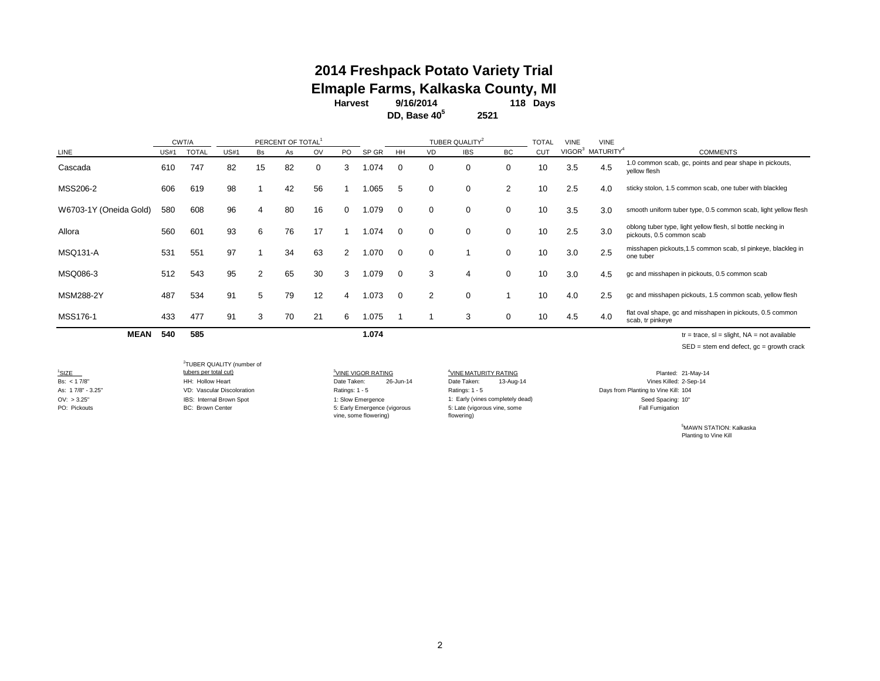# 2014 Freshpack Potato Variety Trial
## Elmaple Farms, Kalkaska County, MI

**Harvest** **9/16/2014** **118 Days**

**DD, Base 40[5]** **2521**

| | CWT/A | | PERCENT OF TOTAL[1] | | | | | | TUBER QUALITY[2] | | | | TOTAL | VINE | VINE | |
|---|---|---|---|---|---|---|---|---|---|---|---|---|---|---|---|---|
| LINE | US#1 | TOTAL | US#1 | Bs | As | OV | PO | SP GR | HH | VD | IBS | BC | CUT | VIGOR[3] | MATURITY[4] | COMMENTS |
| Cascada | 610 | 747 | 82 | 15 | 82 | 0 | 3 | 1.074 | 0 | 0 | 0 | 0 | 10 | 3.5 | 4.5 | 1.0 common scab, gc, points and pear shape in pickouts, yellow flesh |
| MSS206-2 | 606 | 619 | 98 | 1 | 42 | 56 | 1 | 1.065 | 5 | 0 | 0 | 2 | 10 | 2.5 | 4.0 | sticky stolon, 1.5 common scab, one tuber with blackleg |
| W6703-1Y (Oneida Gold) | 580 | 608 | 96 | 4 | 80 | 16 | 0 | 1.079 | 0 | 0 | 0 | 0 | 10 | 3.5 | 3.0 | smooth uniform tuber type, 0.5 common scab, light yellow flesh |
| Allora | 560 | 601 | 93 | 6 | 76 | 17 | 1 | 1.074 | 0 | 0 | 0 | 0 | 10 | 2.5 | 3.0 | oblong tuber type, light yellow flesh, sl bottle necking in pickouts, 0.5 common scab |
| MSQ131-A | 531 | 551 | 97 | 1 | 34 | 63 | 2 | 1.070 | 0 | 0 | 1 | 0 | 10 | 3.0 | 2.5 | misshapen pickouts,1.5 common scab, sl pinkeye, blackleg in one tuber |
| MSQ086-3 | 512 | 543 | 95 | 2 | 65 | 30 | 3 | 1.079 | 0 | 3 | 4 | 0 | 10 | 3.0 | 4.5 | gc and misshapen in pickouts, 0.5 common scab |
| MSM288-2Y | 487 | 534 | 91 | 5 | 79 | 12 | 4 | 1.073 | 0 | 2 | 0 | 1 | 10 | 4.0 | 2.5 | gc and misshapen pickouts, 1.5 common scab, yellow flesh |
| MSS176-1 | 433 | 477 | 91 | 3 | 70 | 21 | 6 | 1.075 | 1 | 1 | 3 | 0 | 10 | 4.5 | 4.0 | flat oval shape, gc and misshapen in pickouts, 0.5 common scab, tr pinkeye |
| **MEAN** | **540** | **585** | | | | | | **1.074** | | | | | | | | |

tr = trace, sl = slight, NA = not available

SED = stem end defect, gc = growth crack

[1]SIZE
Bs: < 1 7/8"
As: 1 7/8" - 3.25"
OV: > 3.25"
PO: Pickouts

[2]TUBER QUALITY (number of tubers per total cut)
HH: Hollow Heart
VD: Vascular Discoloration
IBS: Internal Brown Spot
BC: Brown Center

[3]VINE VIGOR RATING
Date Taken: 26-Jun-14
Ratings: 1 - 5
1: Slow Emergence
5: Early Emergence (vigorous vine, some flowering)

[4]VINE MATURITY RATING
Date Taken: 13-Aug-14
Ratings: 1 - 5
1: Early (vines completely dead)
5: Late (vigorous vine, some flowering)

Planted: 21-May-14
Vines Killed: 2-Sep-14
Days from Planting to Vine Kill: 104
Seed Spacing: 10"
Fall Fumigation

[5]MAWN STATION: Kalkaska
Planting to Vine Kill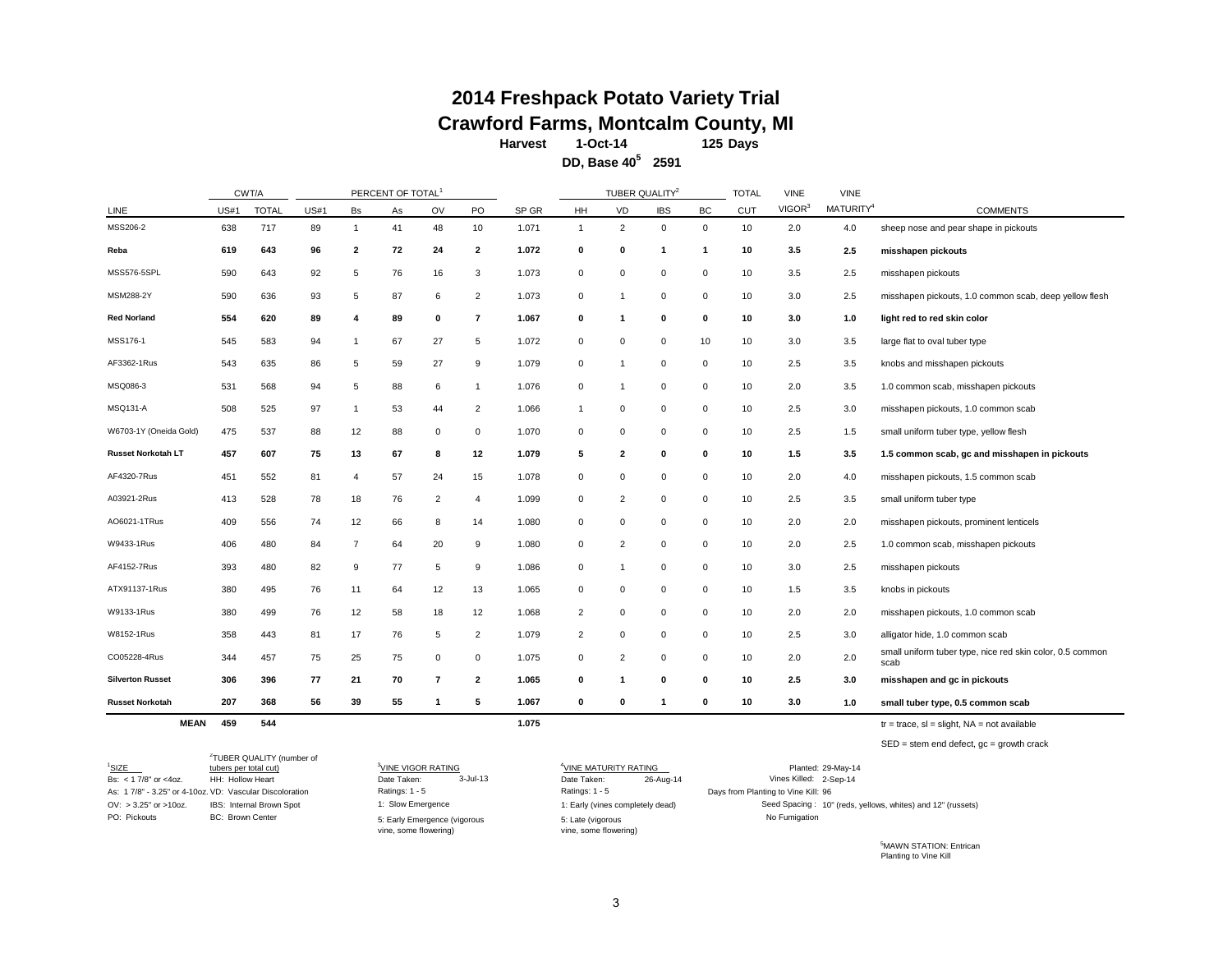# 2014 Freshpack Potato Variety Trial

# Crawford Farms, Montcalm County, MI

**Harvest 1-Oct-14 125 Days**

**DD, Base 40[5] 2591**

| | CWT/A | | PERCENT OF TOTAL[1] | | | | | | TUBER QUALITY[2] | | | | TOTAL | VINE | VINE | |
|---|---|---|---|---|---|---|---|---|---|---|---|---|---|---|---|---|
| LINE | US#1 | TOTAL | US#1 | Bs | As | OV | PO | SP GR | HH | VD | IBS | BC | CUT | VIGOR[3] | MATURITY[4] | COMMENTS |
| MSS206-2 | 638 | 717 | 89 | 1 | 41 | 48 | 10 | 1.071 | 1 | 2 | 0 | 0 | 10 | 2.0 | 4.0 | sheep nose and pear shape in pickouts |
| **Reba** | **619** | **643** | **96** | **2** | **72** | **24** | **2** | **1.072** | **0** | **0** | **1** | **1** | **10** | **3.5** | **2.5** | **misshapen pickouts** |
| MSS576-5SPL | 590 | 643 | 92 | 5 | 76 | 16 | 3 | 1.073 | 0 | 0 | 0 | 0 | 10 | 3.5 | 2.5 | misshapen pickouts |
| MSM288-2Y | 590 | 636 | 93 | 5 | 87 | 6 | 2 | 1.073 | 0 | 1 | 0 | 0 | 10 | 3.0 | 2.5 | misshapen pickouts, 1.0 common scab, deep yellow flesh |
| **Red Norland** | **554** | **620** | **89** | **4** | **89** | **0** | **7** | **1.067** | **0** | **1** | **0** | **0** | **10** | **3.0** | **1.0** | **light red to red skin color** |
| MSS176-1 | 545 | 583 | 94 | 1 | 67 | 27 | 5 | 1.072 | 0 | 0 | 0 | 10 | 10 | 3.0 | 3.5 | large flat to oval tuber type |
| AF3362-1Rus | 543 | 635 | 86 | 5 | 59 | 27 | 9 | 1.079 | 0 | 1 | 0 | 0 | 10 | 2.5 | 3.5 | knobs and misshapen pickouts |
| MSQ086-3 | 531 | 568 | 94 | 5 | 88 | 6 | 1 | 1.076 | 0 | 1 | 0 | 0 | 10 | 2.0 | 3.5 | 1.0 common scab, misshapen pickouts |
| MSQ131-A | 508 | 525 | 97 | 1 | 53 | 44 | 2 | 1.066 | 1 | 0 | 0 | 0 | 10 | 2.5 | 3.0 | misshapen pickouts, 1.0 common scab |
| W6703-1Y (Oneida Gold) | 475 | 537 | 88 | 12 | 88 | 0 | 0 | 1.070 | 0 | 0 | 0 | 0 | 10 | 2.5 | 1.5 | small uniform tuber type, yellow flesh |
| **Russet Norkotah LT** | **457** | **607** | **75** | **13** | **67** | **8** | **12** | **1.079** | **5** | **2** | **0** | **0** | **10** | **1.5** | **3.5** | **1.5 common scab, gc and misshapen in pickouts** |
| AF4320-7Rus | 451 | 552 | 81 | 4 | 57 | 24 | 15 | 1.078 | 0 | 0 | 0 | 0 | 10 | 2.0 | 4.0 | misshapen pickouts, 1.5 common scab |
| A03921-2Rus | 413 | 528 | 78 | 18 | 76 | 2 | 4 | 1.099 | 0 | 2 | 0 | 0 | 10 | 2.5 | 3.5 | small uniform tuber type |
| AO6021-1TRus | 409 | 556 | 74 | 12 | 66 | 8 | 14 | 1.080 | 0 | 0 | 0 | 0 | 10 | 2.0 | 2.0 | misshapen pickouts, prominent lenticels |
| W9433-1Rus | 406 | 480 | 84 | 7 | 64 | 20 | 9 | 1.080 | 0 | 2 | 0 | 0 | 10 | 2.0 | 2.5 | 1.0 common scab, misshapen pickouts |
| AF4152-7Rus | 393 | 480 | 82 | 9 | 77 | 5 | 9 | 1.086 | 0 | 1 | 0 | 0 | 10 | 3.0 | 2.5 | misshapen pickouts |
| ATX91137-1Rus | 380 | 495 | 76 | 11 | 64 | 12 | 13 | 1.065 | 0 | 0 | 0 | 0 | 10 | 1.5 | 3.5 | knobs in pickouts |
| W9133-1Rus | 380 | 499 | 76 | 12 | 58 | 18 | 12 | 1.068 | 2 | 0 | 0 | 0 | 10 | 2.0 | 2.0 | misshapen pickouts, 1.0 common scab |
| W8152-1Rus | 358 | 443 | 81 | 17 | 76 | 5 | 2 | 1.079 | 2 | 0 | 0 | 0 | 10 | 2.5 | 3.0 | alligator hide, 1.0 common scab |
| CO05228-4Rus | 344 | 457 | 75 | 25 | 75 | 0 | 0 | 1.075 | 0 | 2 | 0 | 0 | 10 | 2.0 | 2.0 | small uniform tuber type, nice red skin color, 0.5 common scab |
| **Silverton Russet** | **306** | **396** | **77** | **21** | **70** | **7** | **2** | **1.065** | **0** | **1** | **0** | **0** | **10** | **2.5** | **3.0** | **misshapen and gc in pickouts** |
| **Russet Norkotah** | **207** | **368** | **56** | **39** | **55** | **1** | **5** | **1.067** | **0** | **0** | **1** | **0** | **10** | **3.0** | **1.0** | **small tuber type, 0.5 common scab** |
| **MEAN** | **459** | **544** | | | | | | **1.075** | | | | | | | | tr = trace, sl = slight, NA = not available |

SED = stem end defect, gc = growth crack

[1]SIZE
Bs: < 1 7/8" or <4oz.
As: 1 7/8" - 3.25" or 4-10oz.
OV: > 3.25" or >10oz.
PO: Pickouts

[2]TUBER QUALITY (number of tubers per total cut)
HH: Hollow Heart
VD: Vascular Discoloration
IBS: Internal Brown Spot
BC: Brown Center

[3]VINE VIGOR RATING
Date Taken: 3-Jul-13
Ratings: 1 - 5
1: Slow Emergence
5: Early Emergence (vigorous vine, some flowering)

[4]VINE MATURITY RATING
Date Taken: 26-Aug-14
Ratings: 1 - 5
1: Early (vines completely dead)
5: Late (vigorous vine, some flowering)

Planted: 29-May-14
Vines Killed: 2-Sep-14
Days from Planting to Vine Kill: 96
Seed Spacing : 10" (reds, yellows, whites) and 12" (russets)
No Fumigation

[5]MAWN STATION: Entrican
Planting to Vine Kill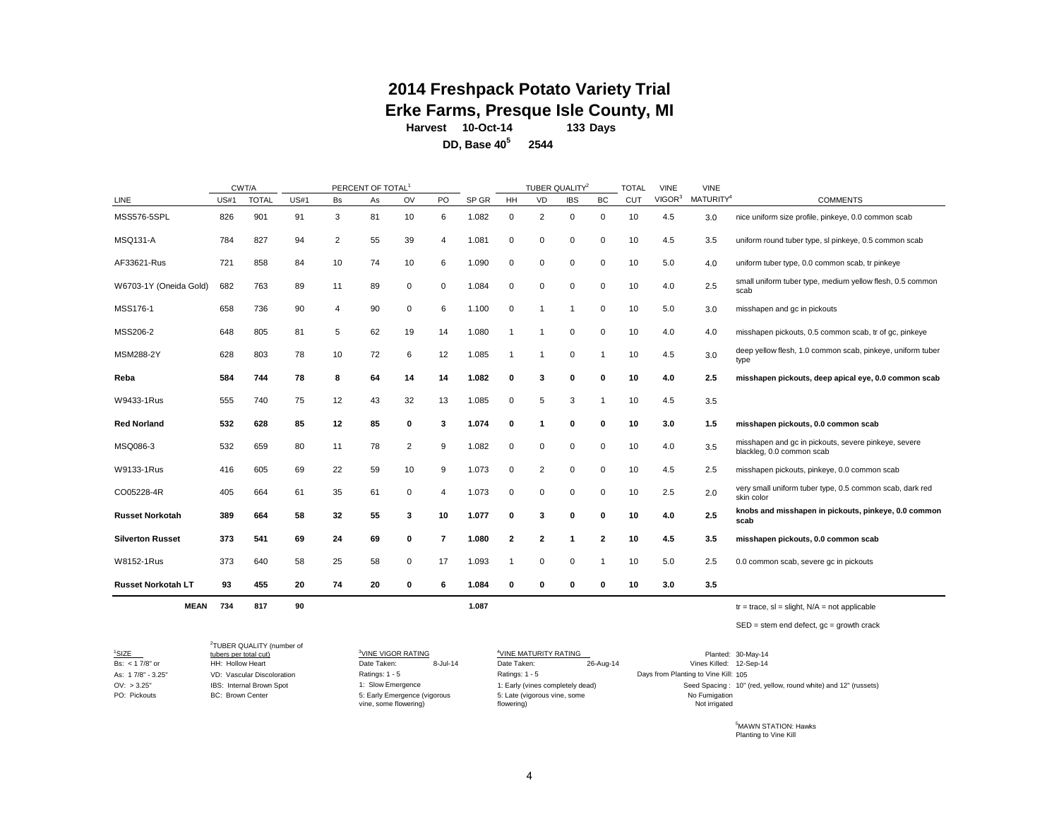# 2014 Freshpack Potato Variety Trial

## Erke Farms, Presque Isle County, MI

**Harvest 10-Oct-14 133 Days**

**DD, Base 40[5] 2544**

| LINE | CWT/A US#1 | CWT/A TOTAL | PERCENT OF TOTAL[1] US#1 | Bs | As | OV | PO | SP GR | TUBER QUALITY[2] HH | VD | IBS | BC | TOTAL CUT | VINE VIGOR[3] | VINE MATURITY[4] | COMMENTS |
|---|---|---|---|---|---|---|---|---|---|---|---|---|---|---|---|---|
| MSS576-5SPL | 826 | 901 | 91 | 3 | 81 | 10 | 6 | 1.082 | 0 | 2 | 0 | 0 | 10 | 4.5 | 3.0 | nice uniform size profile, pinkeye, 0.0 common scab |
| MSQ131-A | 784 | 827 | 94 | 2 | 55 | 39 | 4 | 1.081 | 0 | 0 | 0 | 0 | 10 | 4.5 | 3.5 | uniform round tuber type, sl pinkeye, 0.5 common scab |
| AF33621-Rus | 721 | 858 | 84 | 10 | 74 | 10 | 6 | 1.090 | 0 | 0 | 0 | 0 | 10 | 5.0 | 4.0 | uniform tuber type, 0.0 common scab, tr pinkeye |
| W6703-1Y (Oneida Gold) | 682 | 763 | 89 | 11 | 89 | 0 | 0 | 1.084 | 0 | 0 | 0 | 0 | 10 | 4.0 | 2.5 | small uniform tuber type, medium yellow flesh, 0.5 common scab |
| MSS176-1 | 658 | 736 | 90 | 4 | 90 | 0 | 6 | 1.100 | 0 | 1 | 1 | 0 | 10 | 5.0 | 3.0 | misshapen and gc in pickouts |
| MSS206-2 | 648 | 805 | 81 | 5 | 62 | 19 | 14 | 1.080 | 1 | 1 | 0 | 0 | 10 | 4.0 | 4.0 | misshapen pickouts, 0.5 common scab, tr of gc, pinkeye |
| MSM288-2Y | 628 | 803 | 78 | 10 | 72 | 6 | 12 | 1.085 | 1 | 1 | 0 | 1 | 10 | 4.5 | 3.0 | deep yellow flesh, 1.0 common scab, pinkeye, uniform tuber type |
| **Reba** | **584** | **744** | **78** | **8** | **64** | **14** | **14** | **1.082** | **0** | **3** | **0** | **0** | **10** | **4.0** | **2.5** | **misshapen pickouts, deep apical eye, 0.0 common scab** |
| W9433-1Rus | 555 | 740 | 75 | 12 | 43 | 32 | 13 | 1.085 | 0 | 5 | 3 | 1 | 10 | 4.5 | 3.5 | |
| **Red Norland** | **532** | **628** | **85** | **12** | **85** | **0** | **3** | **1.074** | **0** | **1** | **0** | **0** | **10** | **3.0** | **1.5** | **misshapen pickouts, 0.0 common scab** |
| MSQ086-3 | 532 | 659 | 80 | 11 | 78 | 2 | 9 | 1.082 | 0 | 0 | 0 | 0 | 10 | 4.0 | 3.5 | misshapen and gc in pickouts, severe pinkeye, severe blackleg, 0.0 common scab |
| W9133-1Rus | 416 | 605 | 69 | 22 | 59 | 10 | 9 | 1.073 | 0 | 2 | 0 | 0 | 10 | 4.5 | 2.5 | misshapen pickouts, pinkeye, 0.0 common scab |
| CO05228-4R | 405 | 664 | 61 | 35 | 61 | 0 | 4 | 1.073 | 0 | 0 | 0 | 0 | 10 | 2.5 | 2.0 | very small uniform tuber type, 0.5 common scab, dark red skin color |
| **Russet Norkotah** | **389** | **664** | **58** | **32** | **55** | **3** | **10** | **1.077** | **0** | **3** | **0** | **0** | **10** | **4.0** | **2.5** | **knobs and misshapen in pickouts, pinkeye, 0.0 common scab** |
| **Silverton Russet** | **373** | **541** | **69** | **24** | **69** | **0** | **7** | **1.080** | **2** | **2** | **1** | **2** | **10** | **4.5** | **3.5** | **misshapen pickouts, 0.0 common scab** |
| W8152-1Rus | 373 | 640 | 58 | 25 | 58 | 0 | 17 | 1.093 | 1 | 0 | 0 | 1 | 10 | 5.0 | 2.5 | 0.0 common scab, severe gc in pickouts |
| **Russet Norkotah LT** | **93** | **455** | **20** | **74** | **20** | **0** | **6** | **1.084** | **0** | **0** | **0** | **0** | **10** | **3.0** | **3.5** | |
| **MEAN** | **734** | **817** | **90** | | | | | **1.087** | | | | | | | | tr = trace, sl = slight, N/A = not applicable |

SED = stem end defect, gc = growth crack

[1]SIZE
Bs: < 1 7/8" or
As: 1 7/8" - 3.25"
OV: > 3.25"
PO: Pickouts

[2]TUBER QUALITY (number of tubers per total cut)
HH: Hollow Heart
VD: Vascular Discoloration
IBS: Internal Brown Spot
BC: Brown Center

[3]VINE VIGOR RATING
Date Taken: 8-Jul-14
Ratings: 1 - 5
1: Slow Emergence
5: Early Emergence (vigorous vine, some flowering)

[4]VINE MATURITY RATING
Date Taken: 26-Aug-14
Ratings: 1 - 5
1: Early (vines completely dead)
5: Late (vigorous vine, some flowering)

Planted: 30-May-14
Vines Killed: 12-Sep-14
Days from Planting to Vine Kill: 105
Seed Spacing : 10" (red, yellow, round white) and 12" (russets)
No Fumigation
Not irrigated

[5]MAWN STATION: Hawks
Planting to Vine Kill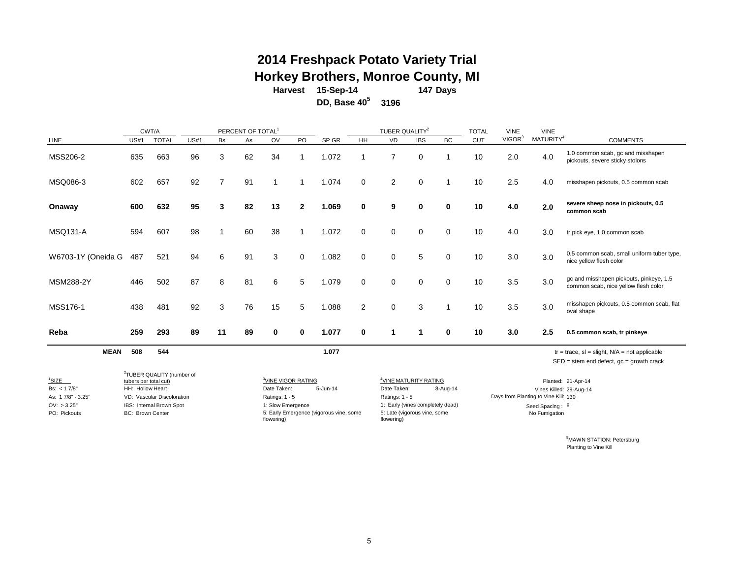# 2014 Freshpack Potato Variety Trial
## Horkey Brothers, Monroe County, MI

**Harvest 15-Sep-14 147 Days**

**DD, Base 40[5] 3196**

| LINE | CWT/A US#1 | CWT/A TOTAL | PERCENT OF TOTAL[1] US#1 | Bs | As | OV | PO | SP GR | TUBER QUALITY[2] HH | VD | IBS | BC | TOTAL CUT | VINE VIGOR[3] | VINE MATURITY[4] | COMMENTS |
|---|---|---|---|---|---|---|---|---|---|---|---|---|---|---|---|---|
| MSS206-2 | 635 | 663 | 96 | 3 | 62 | 34 | 1 | 1.072 | 1 | 7 | 0 | 1 | 10 | 2.0 | 4.0 | 1.0 common scab, gc and misshapen pickouts, severe sticky stolons |
| MSQ086-3 | 602 | 657 | 92 | 7 | 91 | 1 | 1 | 1.074 | 0 | 2 | 0 | 1 | 10 | 2.5 | 4.0 | misshapen pickouts, 0.5 common scab |
| **Onaway** | **600** | **632** | **95** | **3** | **82** | **13** | **2** | **1.069** | **0** | **9** | **0** | **0** | **10** | **4.0** | **2.0** | **severe sheep nose in pickouts, 0.5 common scab** |
| MSQ131-A | 594 | 607 | 98 | 1 | 60 | 38 | 1 | 1.072 | 0 | 0 | 0 | 0 | 10 | 4.0 | 3.0 | tr pick eye, 1.0 common scab |
| W6703-1Y (Oneida G | 487 | 521 | 94 | 6 | 91 | 3 | 0 | 1.082 | 0 | 0 | 5 | 0 | 10 | 3.0 | 3.0 | 0.5 common scab, small uniform tuber type, nice yellow flesh color |
| MSM288-2Y | 446 | 502 | 87 | 8 | 81 | 6 | 5 | 1.079 | 0 | 0 | 0 | 0 | 10 | 3.5 | 3.0 | gc and misshapen pickouts, pinkeye, 1.5 common scab, nice yellow flesh color |
| MSS176-1 | 438 | 481 | 92 | 3 | 76 | 15 | 5 | 1.088 | 2 | 0 | 3 | 1 | 10 | 3.5 | 3.0 | misshapen pickouts, 0.5 common scab, flat oval shape |
| **Reba** | **259** | **293** | **89** | **11** | **89** | **0** | **0** | **1.077** | **0** | **1** | **1** | **0** | **10** | **3.0** | **2.5** | **0.5 common scab, tr pinkeye** |
| **MEAN** | **508** | **544** | | | | | | **1.077** | | | | | | | | |

tr = trace, sl = slight, N/A = not applicable
SED = stem end defect, gc = growth crack

[1]SIZE
Bs: < 1 7/8"
As: 1 7/8" - 3.25"
OV: > 3.25"
PO: Pickouts

[2]TUBER QUALITY (number of tubers per total cut)
HH: Hollow Heart
VD: Vascular Discoloration
IBS: Internal Brown Spot
BC: Brown Center

[3]VINE VIGOR RATING
Date Taken: 5-Jun-14
Ratings: 1 - 5
1: Slow Emergence
5: Early Emergence (vigorous vine, some flowering)

[4]VINE MATURITY RATING
Date Taken: 8-Aug-14
Ratings: 1 - 5
1: Early (vines completely dead)
5: Late (vigorous vine, some flowering)

Planted: 21-Apr-14
Vines Killed: 29-Aug-14
Days from Planting to Vine Kill: 130
Seed Spacing : 8"
No Fumigation

[5]MAWN STATION: Petersburg
Planting to Vine Kill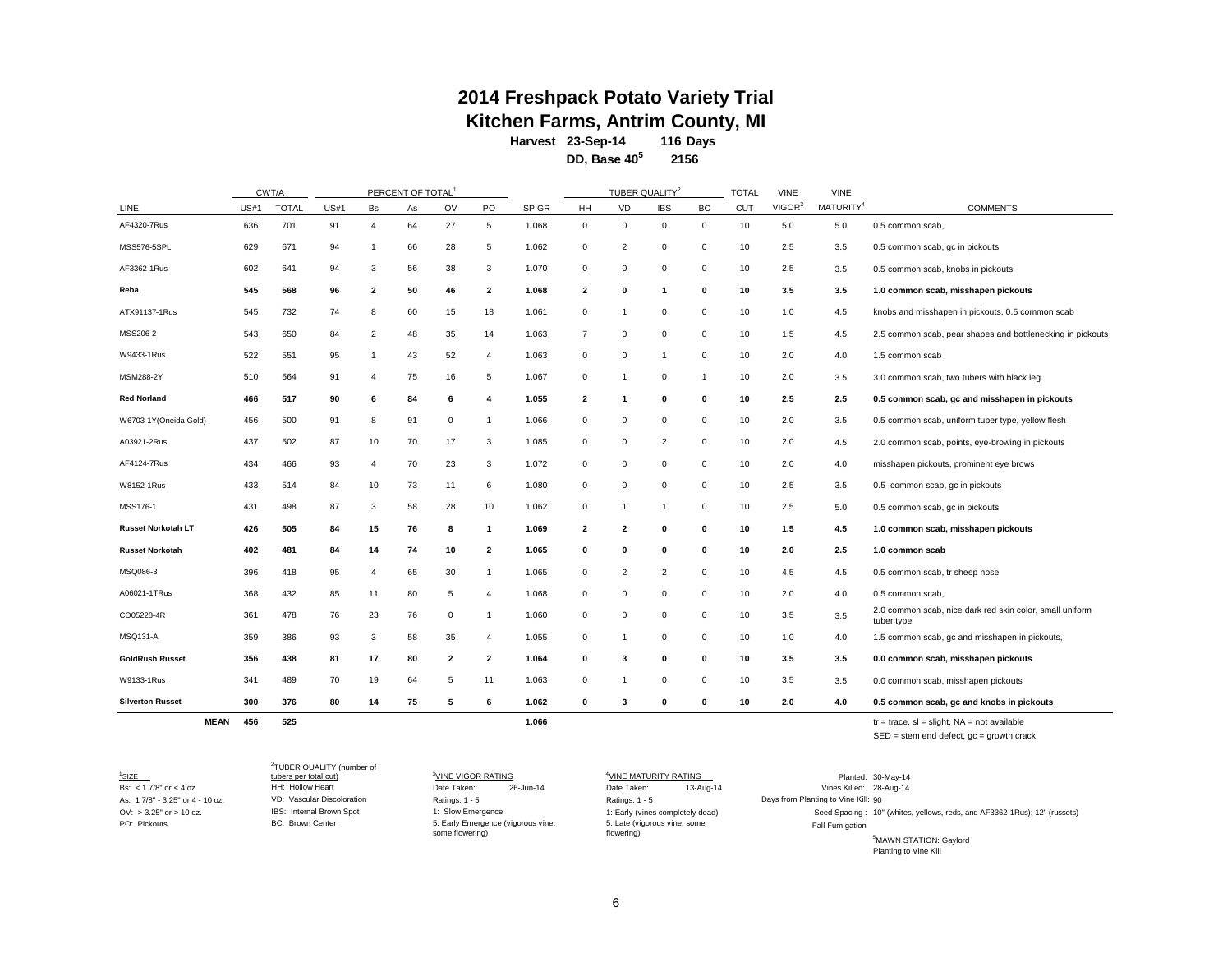# 2014 Freshpack Potato Variety Trial
## Kitchen Farms, Antrim County, MI

**Harvest 23-Sep-14 116 Days**

**DD, Base 40[5] 2156**

| | CWT/A | | PERCENT OF TOTAL[1] | | | | | | TUBER QUALITY[2] | | | | TOTAL | VINE | VINE | |
|---|---|---|---|---|---|---|---|---|---|---|---|---|---|---|---|---|
| LINE | US#1 | TOTAL | US#1 | Bs | As | OV | PO | SP GR | HH | VD | IBS | BC | CUT | VIGOR[3] | MATURITY[4] | COMMENTS |
| AF4320-7Rus | 636 | 701 | 91 | 4 | 64 | 27 | 5 | 1.068 | 0 | 0 | 0 | 0 | 10 | 5.0 | 5.0 | 0.5 common scab, |
| MSS576-5SPL | 629 | 671 | 94 | 1 | 66 | 28 | 5 | 1.062 | 0 | 2 | 0 | 0 | 10 | 2.5 | 3.5 | 0.5 common scab, gc in pickouts |
| AF3362-1Rus | 602 | 641 | 94 | 3 | 56 | 38 | 3 | 1.070 | 0 | 0 | 0 | 0 | 10 | 2.5 | 3.5 | 0.5 common scab, knobs in pickouts |
| **Reba** | **545** | **568** | **96** | **2** | **50** | **46** | **2** | **1.068** | **2** | **0** | **1** | **0** | **10** | **3.5** | **3.5** | **1.0 common scab, misshapen pickouts** |
| ATX91137-1Rus | 545 | 732 | 74 | 8 | 60 | 15 | 18 | 1.061 | 0 | 1 | 0 | 0 | 10 | 1.0 | 4.5 | knobs and misshapen in pickouts, 0.5 common scab |
| MSS206-2 | 543 | 650 | 84 | 2 | 48 | 35 | 14 | 1.063 | 7 | 0 | 0 | 0 | 10 | 1.5 | 4.5 | 2.5 common scab, pear shapes and bottlenecking in pickouts |
| W9433-1Rus | 522 | 551 | 95 | 1 | 43 | 52 | 4 | 1.063 | 0 | 0 | 1 | 0 | 10 | 2.0 | 4.0 | 1.5 common scab |
| MSM288-2Y | 510 | 564 | 91 | 4 | 75 | 16 | 5 | 1.067 | 0 | 1 | 0 | 1 | 10 | 2.0 | 3.5 | 3.0 common scab, two tubers with black leg |
| **Red Norland** | **466** | **517** | **90** | **6** | **84** | **6** | **4** | **1.055** | **2** | **1** | **0** | **0** | **10** | **2.5** | **2.5** | **0.5 common scab, gc and misshapen in pickouts** |
| W6703-1Y(Oneida Gold) | 456 | 500 | 91 | 8 | 91 | 0 | 1 | 1.066 | 0 | 0 | 0 | 0 | 10 | 2.0 | 3.5 | 0.5 common scab, uniform tuber type, yellow flesh |
| A03921-2Rus | 437 | 502 | 87 | 10 | 70 | 17 | 3 | 1.085 | 0 | 0 | 2 | 0 | 10 | 2.0 | 4.5 | 2.0 common scab, points, eye-browing in pickouts |
| AF4124-7Rus | 434 | 466 | 93 | 4 | 70 | 23 | 3 | 1.072 | 0 | 0 | 0 | 0 | 10 | 2.0 | 4.0 | misshapen pickouts, prominent eye brows |
| W8152-1Rus | 433 | 514 | 84 | 10 | 73 | 11 | 6 | 1.080 | 0 | 0 | 0 | 0 | 10 | 2.5 | 3.5 | 0.5 common scab, gc in pickouts |
| MSS176-1 | 431 | 498 | 87 | 3 | 58 | 28 | 10 | 1.062 | 0 | 1 | 1 | 0 | 10 | 2.5 | 5.0 | 0.5 common scab, gc in pickouts |
| **Russet Norkotah LT** | **426** | **505** | **84** | **15** | **76** | **8** | **1** | **1.069** | **2** | **2** | **0** | **0** | **10** | **1.5** | **4.5** | **1.0 common scab, misshapen pickouts** |
| **Russet Norkotah** | **402** | **481** | **84** | **14** | **74** | **10** | **2** | **1.065** | **0** | **0** | **0** | **0** | **10** | **2.0** | **2.5** | **1.0 common scab** |
| MSQ086-3 | 396 | 418 | 95 | 4 | 65 | 30 | 1 | 1.065 | 0 | 2 | 2 | 0 | 10 | 4.5 | 4.5 | 0.5 common scab, tr sheep nose |
| A06021-1TRus | 368 | 432 | 85 | 11 | 80 | 5 | 4 | 1.068 | 0 | 0 | 0 | 0 | 10 | 2.0 | 4.0 | 0.5 common scab, |
| CO05228-4R | 361 | 478 | 76 | 23 | 76 | 0 | 1 | 1.060 | 0 | 0 | 0 | 0 | 10 | 3.5 | 3.5 | 2.0 common scab, nice dark red skin color, small uniform tuber type |
| MSQ131-A | 359 | 386 | 93 | 3 | 58 | 35 | 4 | 1.055 | 0 | 1 | 0 | 0 | 10 | 1.0 | 4.0 | 1.5 common scab, gc and misshapen in pickouts, |
| **GoldRush Russet** | **356** | **438** | **81** | **17** | **80** | **2** | **2** | **1.064** | **0** | **3** | **0** | **0** | **10** | **3.5** | **3.5** | **0.0 common scab, misshapen pickouts** |
| W9133-1Rus | 341 | 489 | 70 | 19 | 64 | 5 | 11 | 1.063 | 0 | 1 | 0 | 0 | 10 | 3.5 | 3.5 | 0.0 common scab, misshapen pickouts |
| **Silverton Russet** | **300** | **376** | **80** | **14** | **75** | **5** | **6** | **1.062** | **0** | **3** | **0** | **0** | **10** | **2.0** | **4.0** | **0.5 common scab, gc and knobs in pickouts** |
| **MEAN** | **456** | **525** | | | | | | **1.066** | | | | | | | | tr = trace, sl = slight, NA = not available |

SED = stem end defect, gc = growth crack

[1]SIZE
Bs: < 1 7/8" or < 4 oz.
As: 1 7/8" - 3.25" or 4 - 10 oz.
OV: > 3.25" or > 10 oz.
PO: Pickouts

[2]TUBER QUALITY (number of tubers per total cut)
HH: Hollow Heart
VD: Vascular Discoloration
IBS: Internal Brown Spot
BC: Brown Center

[3]VINE VIGOR RATING
Date Taken: 26-Jun-14
Ratings: 1 - 5
1: Slow Emergence
5: Early Emergence (vigorous vine, some flowering)

[4]VINE MATURITY RATING
Date Taken: 13-Aug-14
Ratings: 1 - 5
1: Early (vines completely dead)
5: Late (vigorous vine, some flowering)

Planted: 30-May-14
Vines Killed: 28-Aug-14
Days from Planting to Vine Kill: 90
Seed Spacing: 10" (whites, yellows, reds, and AF3362-1Rus); 12" (russets)
Fall Fumigation

[5]MAWN STATION: Gaylord
Planting to Vine Kill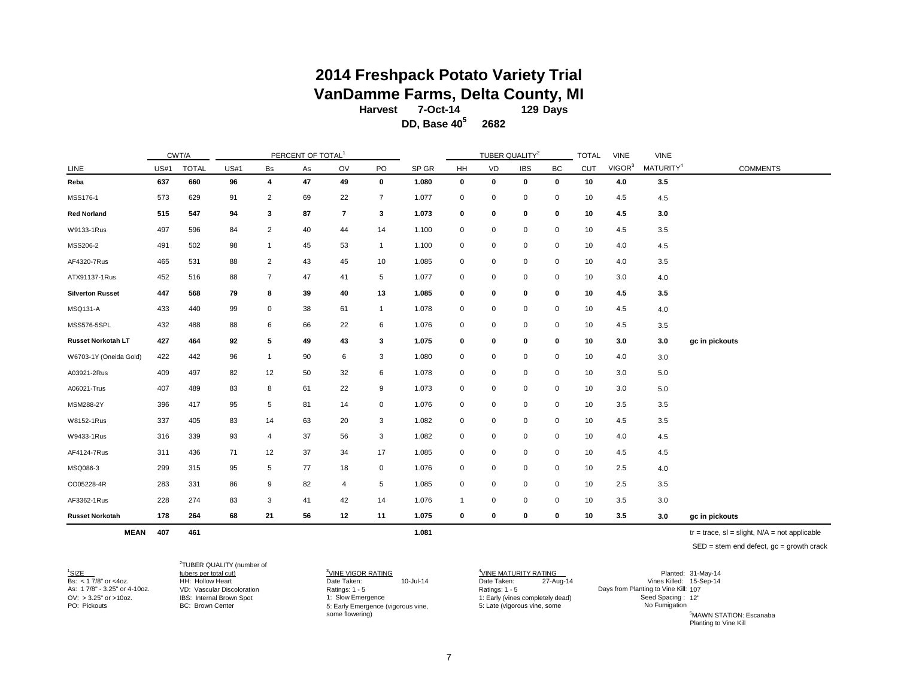# 2014 Freshpack Potato Variety Trial

## VanDamme Farms, Delta County, MI

**Harvest 7-Oct-14 129 Days**

**DD, Base 40[5] 2682**

| | CWT/A | | PERCENT OF TOTAL[1] | | | | | | TUBER QUALITY[2] | | | | TOTAL | VINE | VINE | |
|---|---|---|---|---|---|---|---|---|---|---|---|---|---|---|---|---|
| LINE | US#1 | TOTAL | US#1 | Bs | As | OV | PO | SP GR | HH | VD | IBS | BC | CUT | VIGOR[3] | MATURITY[4] | COMMENTS |
| **Reba** | **637** | **660** | **96** | **4** | **47** | **49** | **0** | **1.080** | **0** | **0** | **0** | **0** | **10** | **4.0** | **3.5** | |
| MSS176-1 | 573 | 629 | 91 | 2 | 69 | 22 | 7 | 1.077 | 0 | 0 | 0 | 0 | 10 | 4.5 | 4.5 | |
| **Red Norland** | **515** | **547** | **94** | **3** | **87** | **7** | **3** | **1.073** | **0** | **0** | **0** | **0** | **10** | **4.5** | **3.0** | |
| W9133-1Rus | 497 | 596 | 84 | 2 | 40 | 44 | 14 | 1.100 | 0 | 0 | 0 | 0 | 10 | 4.5 | 3.5 | |
| MSS206-2 | 491 | 502 | 98 | 1 | 45 | 53 | 1 | 1.100 | 0 | 0 | 0 | 0 | 10 | 4.0 | 4.5 | |
| AF4320-7Rus | 465 | 531 | 88 | 2 | 43 | 45 | 10 | 1.085 | 0 | 0 | 0 | 0 | 10 | 4.0 | 3.5 | |
| ATX91137-1Rus | 452 | 516 | 88 | 7 | 47 | 41 | 5 | 1.077 | 0 | 0 | 0 | 0 | 10 | 3.0 | 4.0 | |
| **Silverton Russet** | **447** | **568** | **79** | **8** | **39** | **40** | **13** | **1.085** | **0** | **0** | **0** | **0** | **10** | **4.5** | **3.5** | |
| MSQ131-A | 433 | 440 | 99 | 0 | 38 | 61 | 1 | 1.078 | 0 | 0 | 0 | 0 | 10 | 4.5 | 4.0 | |
| MSS576-5SPL | 432 | 488 | 88 | 6 | 66 | 22 | 6 | 1.076 | 0 | 0 | 0 | 0 | 10 | 4.5 | 3.5 | |
| **Russet Norkotah LT** | **427** | **464** | **92** | **5** | **49** | **43** | **3** | **1.075** | **0** | **0** | **0** | **0** | **10** | **3.0** | **3.0** | **gc in pickouts** |
| W6703-1Y (Oneida Gold) | 422 | 442 | 96 | 1 | 90 | 6 | 3 | 1.080 | 0 | 0 | 0 | 0 | 10 | 4.0 | 3.0 | |
| A03921-2Rus | 409 | 497 | 82 | 12 | 50 | 32 | 6 | 1.078 | 0 | 0 | 0 | 0 | 10 | 3.0 | 5.0 | |
| A06021-Trus | 407 | 489 | 83 | 8 | 61 | 22 | 9 | 1.073 | 0 | 0 | 0 | 0 | 10 | 3.0 | 5.0 | |
| MSM288-2Y | 396 | 417 | 95 | 5 | 81 | 14 | 0 | 1.076 | 0 | 0 | 0 | 0 | 10 | 3.5 | 3.5 | |
| W8152-1Rus | 337 | 405 | 83 | 14 | 63 | 20 | 3 | 1.082 | 0 | 0 | 0 | 0 | 10 | 4.5 | 3.5 | |
| W9433-1Rus | 316 | 339 | 93 | 4 | 37 | 56 | 3 | 1.082 | 0 | 0 | 0 | 0 | 10 | 4.0 | 4.5 | |
| AF4124-7Rus | 311 | 436 | 71 | 12 | 37 | 34 | 17 | 1.085 | 0 | 0 | 0 | 0 | 10 | 4.5 | 4.5 | |
| MSQ086-3 | 299 | 315 | 95 | 5 | 77 | 18 | 0 | 1.076 | 0 | 0 | 0 | 0 | 10 | 2.5 | 4.0 | |
| CO05228-4R | 283 | 331 | 86 | 9 | 82 | 4 | 5 | 1.085 | 0 | 0 | 0 | 0 | 10 | 2.5 | 3.5 | |
| AF3362-1Rus | 228 | 274 | 83 | 3 | 41 | 42 | 14 | 1.076 | 1 | 0 | 0 | 0 | 10 | 3.5 | 3.0 | |
| **Russet Norkotah** | **178** | **264** | **68** | **21** | **56** | **12** | **11** | **1.075** | **0** | **0** | **0** | **0** | **10** | **3.5** | **3.0** | **gc in pickouts** |
| **MEAN** | **407** | **461** | | | | | | **1.081** | | | | | | | | |

tr = trace, sl = slight, N/A = not applicable

SED = stem end defect, gc = growth crack

[1]SIZE
Bs: < 1 7/8" or <4oz.
As: 1 7/8" - 3.25" or 4-10oz.
OV: > 3.25" or >10oz.
PO: Pickouts

[2]TUBER QUALITY (number of tubers per total cut)
HH: Hollow Heart
VD: Vascular Discoloration
IBS: Internal Brown Spot
BC: Brown Center

[3]VINE VIGOR RATING
Date Taken: 10-Jul-14
Ratings: 1 - 5
1: Slow Emergence
5: Early Emergence (vigorous vine, some flowering)

[4]VINE MATURITY RATING
Date Taken: 27-Aug-14
Ratings: 1 - 5
1: Early (vines completely dead)
5: Late (vigorous vine, some

Planted: 31-May-14
Vines Killed: 15-Sep-14
Days from Planting to Vine Kill: 107
Seed Spacing : 12"
No Fumigation

[5]MAWN STATION: Escanaba
Planting to Vine Kill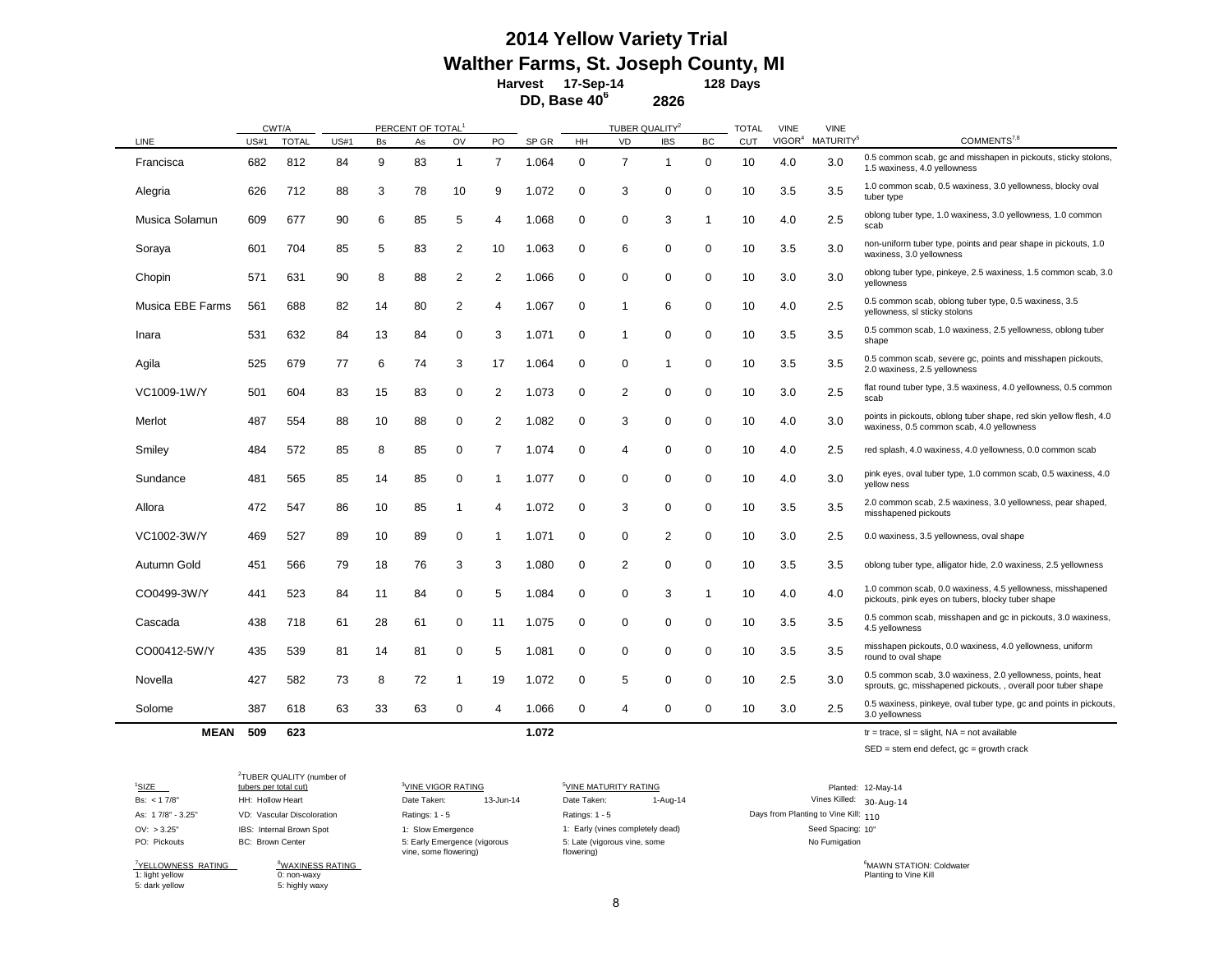# 2014 Yellow Variety Trial

## Walther Farms, St. Joseph County, MI

**Harvest 17-Sep-14 128 Days**

**DD, Base 40[6] 2826**

| LINE | CWT/A | | PERCENT OF TOTAL[1] | | | | | SP GR | TUBER QUALITY[2] | | | | TOTAL | VINE | VINE | COMMENTS[7,8] |
|---|---|---|---|---|---|---|---|---|---|---|---|---|---|---|---|---|
| | US#1 | TOTAL | US#1 | Bs | As | OV | PO | | HH | VD | IBS | BC | CUT | VIGOR[4] | MATURITY[5] | |
| Francisca | 682 | 812 | 84 | 9 | 83 | 1 | 7 | 1.064 | 0 | 7 | 1 | 0 | 10 | 4.0 | 3.0 | 0.5 common scab, gc and misshapen in pickouts, sticky stolons, 1.5 waxiness, 4.0 yellowness |
| Alegria | 626 | 712 | 88 | 3 | 78 | 10 | 9 | 1.072 | 0 | 3 | 0 | 0 | 10 | 3.5 | 3.5 | 1.0 common scab, 0.5 waxiness, 3.0 yellowness, blocky oval tuber type |
| Musica Solamun | 609 | 677 | 90 | 6 | 85 | 5 | 4 | 1.068 | 0 | 0 | 3 | 1 | 10 | 4.0 | 2.5 | oblong tuber type, 1.0 waxiness, 3.0 yellowness, 1.0 common scab |
| Soraya | 601 | 704 | 85 | 5 | 83 | 2 | 10 | 1.063 | 0 | 6 | 0 | 0 | 10 | 3.5 | 3.0 | non-uniform tuber type, points and pear shape in pickouts, 1.0 waxiness, 3.0 yellowness |
| Chopin | 571 | 631 | 90 | 8 | 88 | 2 | 2 | 1.066 | 0 | 0 | 0 | 0 | 10 | 3.0 | 3.0 | oblong tuber type, pinkeye, 2.5 waxiness, 1.5 common scab, 3.0 yellowness |
| Musica EBE Farms | 561 | 688 | 82 | 14 | 80 | 2 | 4 | 1.067 | 0 | 1 | 6 | 0 | 10 | 4.0 | 2.5 | 0.5 common scab, oblong tuber type, 0.5 waxiness, 3.5 yellowness, sl sticky stolons |
| Inara | 531 | 632 | 84 | 13 | 84 | 0 | 3 | 1.071 | 0 | 1 | 0 | 0 | 10 | 3.5 | 3.5 | 0.5 common scab, 1.0 waxiness, 2.5 yellowness, oblong tuber shape |
| Agila | 525 | 679 | 77 | 6 | 74 | 3 | 17 | 1.064 | 0 | 0 | 1 | 0 | 10 | 3.5 | 3.5 | 0.5 common scab, severe gc, points and misshapen pickouts, 2.0 waxiness, 2.5 yellowness |
| VC1009-1W/Y | 501 | 604 | 83 | 15 | 83 | 0 | 2 | 1.073 | 0 | 2 | 0 | 0 | 10 | 3.0 | 2.5 | flat round tuber type, 3.5 waxiness, 4.0 yellowness, 0.5 common scab |
| Merlot | 487 | 554 | 88 | 10 | 88 | 0 | 2 | 1.082 | 0 | 3 | 0 | 0 | 10 | 4.0 | 3.0 | points in pickouts, oblong tuber shape, red skin yellow flesh, 4.0 waxiness, 0.5 common scab, 4.0 yellowness |
| Smiley | 484 | 572 | 85 | 8 | 85 | 0 | 7 | 1.074 | 0 | 4 | 0 | 0 | 10 | 4.0 | 2.5 | red splash, 4.0 waxiness, 4.0 yellowness, 0.0 common scab |
| Sundance | 481 | 565 | 85 | 14 | 85 | 0 | 1 | 1.077 | 0 | 0 | 0 | 0 | 10 | 4.0 | 3.0 | pink eyes, oval tuber type, 1.0 common scab, 0.5 waxiness, 4.0 yellow ness |
| Allora | 472 | 547 | 86 | 10 | 85 | 1 | 4 | 1.072 | 0 | 3 | 0 | 0 | 10 | 3.5 | 3.5 | 2.0 common scab, 2.5 waxiness, 3.0 yellowness, pear shaped, misshapened pickouts |
| VC1002-3W/Y | 469 | 527 | 89 | 10 | 89 | 0 | 1 | 1.071 | 0 | 0 | 2 | 0 | 10 | 3.0 | 2.5 | 0.0 waxiness, 3.5 yellowness, oval shape |
| Autumn Gold | 451 | 566 | 79 | 18 | 76 | 3 | 3 | 1.080 | 0 | 2 | 0 | 0 | 10 | 3.5 | 3.5 | oblong tuber type, alligator hide, 2.0 waxiness, 2.5 yellowness |
| CO0499-3W/Y | 441 | 523 | 84 | 11 | 84 | 0 | 5 | 1.084 | 0 | 0 | 3 | 1 | 10 | 4.0 | 4.0 | 1.0 common scab, 0.0 waxiness, 4.5 yellowness, misshapened pickouts, pink eyes on tubers, blocky tuber shape |
| Cascada | 438 | 718 | 61 | 28 | 61 | 0 | 11 | 1.075 | 0 | 0 | 0 | 0 | 10 | 3.5 | 3.5 | 0.5 common scab, misshapen and gc in pickouts, 3.0 waxiness, 4.5 yellowness |
| CO00412-5W/Y | 435 | 539 | 81 | 14 | 81 | 0 | 5 | 1.081 | 0 | 0 | 0 | 0 | 10 | 3.5 | 3.5 | misshapen pickouts, 0.0 waxiness, 4.0 yellowness, uniform round to oval shape |
| Novella | 427 | 582 | 73 | 8 | 72 | 1 | 19 | 1.072 | 0 | 5 | 0 | 0 | 10 | 2.5 | 3.0 | 0.5 common scab, 3.0 waxiness, 2.0 yellowness, points, heat sprouts, gc, misshapened pickouts, , overall poor tuber shape |
| Solome | 387 | 618 | 63 | 33 | 63 | 0 | 4 | 1.066 | 0 | 4 | 0 | 0 | 10 | 3.0 | 2.5 | 0.5 waxiness, pinkeye, oval tuber type, gc and points in pickouts, 3.0 yellowness |
| **MEAN** | **509** | **623** | | | | | | **1.072** | | | | | | | | tr = trace, sl = slight, NA = not available |

SED = stem end defect, gc = growth crack

[1]SIZE
Bs: < 1 7/8"
As: 1 7/8" - 3.25"
OV: > 3.25"
PO: Pickouts

[2]TUBER QUALITY (number of tubers per total cut)
HH: Hollow Heart
VD: Vascular Discoloration
IBS: Internal Brown Spot
BC: Brown Center

[4]VINE VIGOR RATING
Date Taken: 13-Jun-14
Ratings: 1 - 5
1: Slow Emergence
5: Early Emergence (vigorous vine, some flowering)

[5]VINE MATURITY RATING
Date Taken: 1-Aug-14
Ratings: 1 - 5
1: Early (vines completely dead)
5: Late (vigorous vine, some flowering)

Planted: 12-May-14
Vines Killed: 30-Aug-14
Days from Planting to Vine Kill: 110
Seed Spacing: 10"
No Fumigation

[7]YELLOWNESS RATING
1: light yellow
5: dark yellow

[8]WAXINESS RATING
0: non-waxy
5: highly waxy

[6]MAWN STATION: Coldwater
Planting to Vine Kill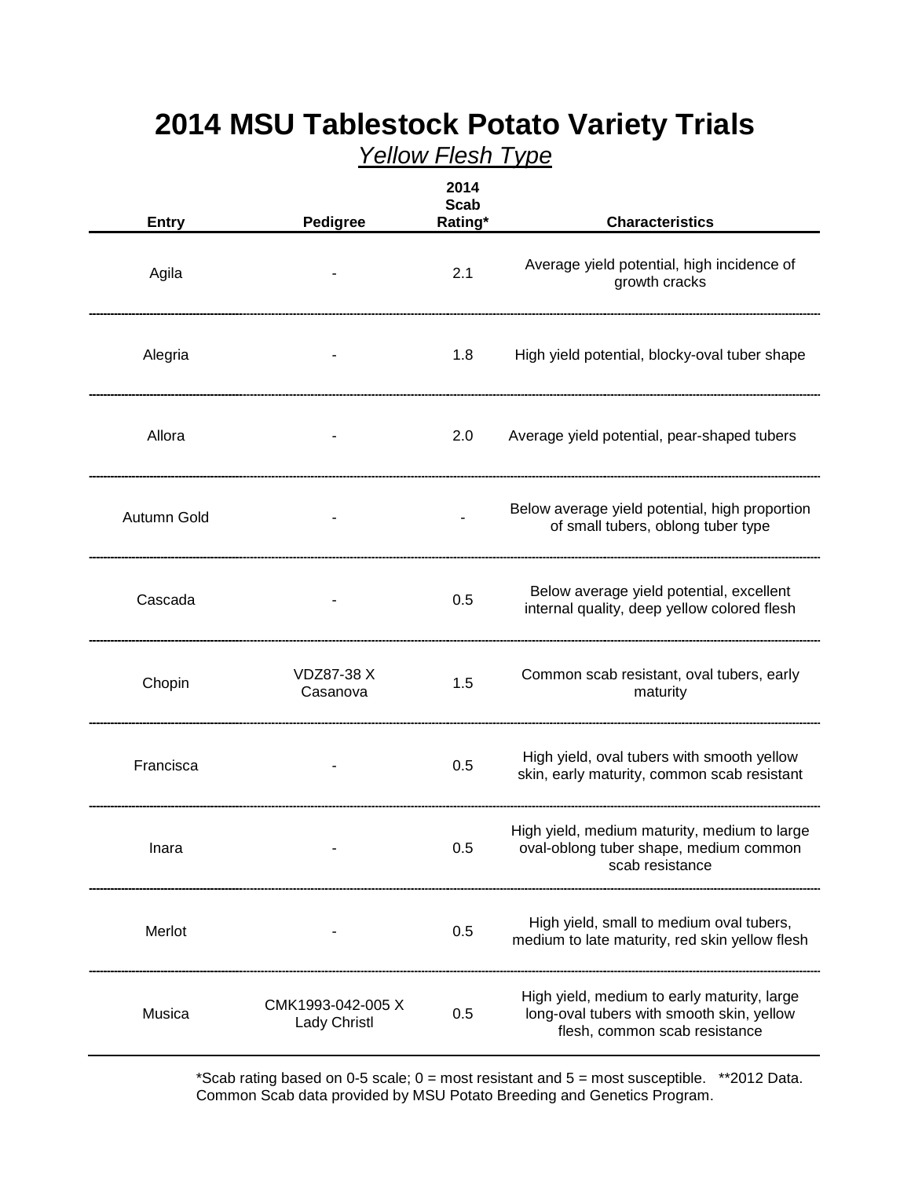# 2014 MSU Tablestock Potato Variety Trials

*Yellow Flesh Type*

| Entry | Pedigree | 2014 Scab Rating* | Characteristics |
|---|---|---|---|
| Agila | - | 2.1 | Average yield potential, high incidence of growth cracks |
| Alegria | - | 1.8 | High yield potential, blocky-oval tuber shape |
| Allora | - | 2.0 | Average yield potential, pear-shaped tubers |
| Autumn Gold | - | - | Below average yield potential, high proportion of small tubers, oblong tuber type |
| Cascada | - | 0.5 | Below average yield potential, excellent internal quality, deep yellow colored flesh |
| Chopin | VDZ87-38 X Casanova | 1.5 | Common scab resistant, oval tubers, early maturity |
| Francisca | - | 0.5 | High yield, oval tubers with smooth yellow skin, early maturity, common scab resistant |
| Inara | - | 0.5 | High yield, medium maturity, medium to large oval-oblong tuber shape, medium common scab resistance |
| Merlot | - | 0.5 | High yield, small to medium oval tubers, medium to late maturity, red skin yellow flesh |
| Musica | CMK1993-042-005 X Lady Christl | 0.5 | High yield, medium to early maturity, large long-oval tubers with smooth skin, yellow flesh, common scab resistance |

*Scab rating based on 0-5 scale; 0 = most resistant and 5 = most susceptible. **2012 Data. Common Scab data provided by MSU Potato Breeding and Genetics Program.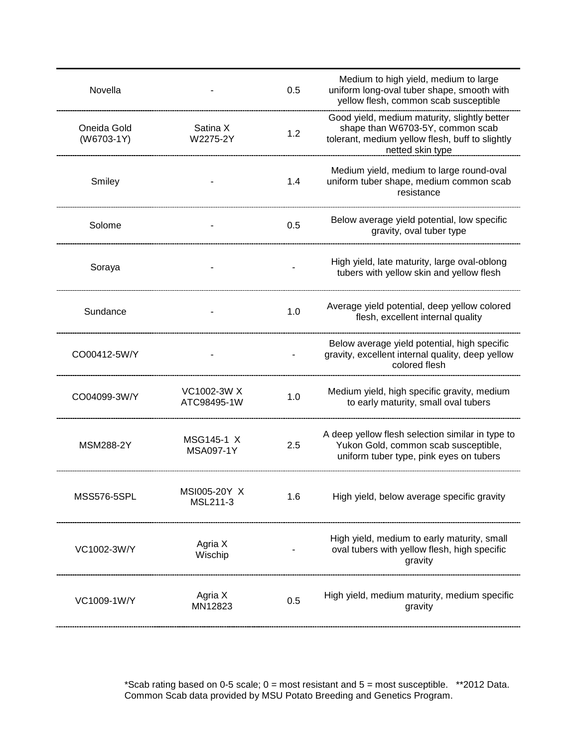| | | | |
|---|---|---|---|
| Novella | - | 0.5 | Medium to high yield, medium to large uniform long-oval tuber shape, smooth with yellow flesh, common scab susceptible |
| Oneida Gold (W6703-1Y) | Satina X W2275-2Y | 1.2 | Good yield, medium maturity, slightly better shape than W6703-5Y, common scab tolerant, medium yellow flesh, buff to slightly netted skin type |
| Smiley | - | 1.4 | Medium yield, medium to large round-oval uniform tuber shape, medium common scab resistance |
| Solome | - | 0.5 | Below average yield potential, low specific gravity, oval tuber type |
| Soraya | - | - | High yield, late maturity, large oval-oblong tubers with yellow skin and yellow flesh |
| Sundance | - | 1.0 | Average yield potential, deep yellow colored flesh, excellent internal quality |
| CO00412-5W/Y | - | - | Below average yield potential, high specific gravity, excellent internal quality, deep yellow colored flesh |
| CO04099-3W/Y | VC1002-3W X ATC98495-1W | 1.0 | Medium yield, high specific gravity, medium to early maturity, small oval tubers |
| MSM288-2Y | MSG145-1 X MSA097-1Y | 2.5 | A deep yellow flesh selection similar in type to Yukon Gold, common scab susceptible, uniform tuber type, pink eyes on tubers |
| MSS576-5SPL | MSI005-20Y X MSL211-3 | 1.6 | High yield, below average specific gravity |
| VC1002-3W/Y | Agria X Wischip | - | High yield, medium to early maturity, small oval tubers with yellow flesh, high specific gravity |
| VC1009-1W/Y | Agria X MN12823 | 0.5 | High yield, medium maturity, medium specific gravity |

*Scab rating based on 0-5 scale; 0 = most resistant and 5 = most susceptible. **2012 Data. Common Scab data provided by MSU Potato Breeding and Genetics Program.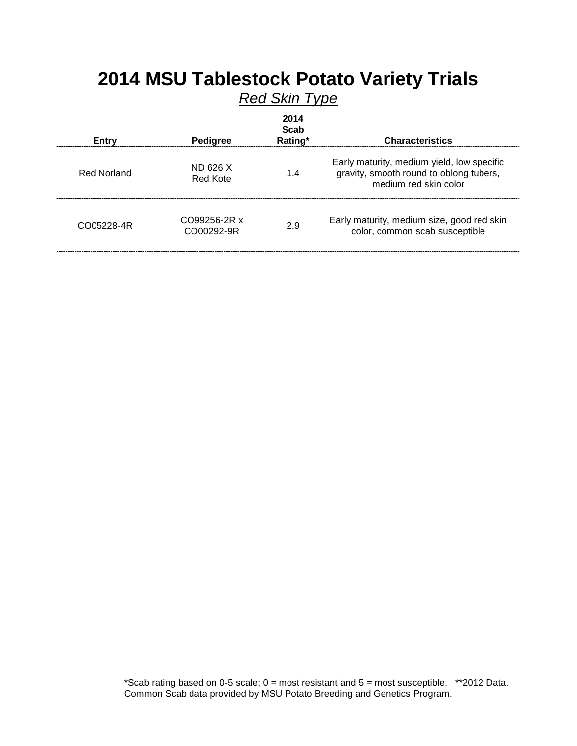# 2014 MSU Tablestock Potato Variety Trials

*Red Skin Type*

| Entry | Pedigree | 2014 Scab Rating* | Characteristics |
| --- | --- | --- | --- |
| Red Norland | ND 626 X Red Kote | 1.4 | Early maturity, medium yield, low specific gravity, smooth round to oblong tubers, medium red skin color |
| CO05228-4R | CO99256-2R x CO00292-9R | 2.9 | Early maturity, medium size, good red skin color, common scab susceptible |

*Scab rating based on 0-5 scale; 0 = most resistant and 5 = most susceptible. **2012 Data.
Common Scab data provided by MSU Potato Breeding and Genetics Program.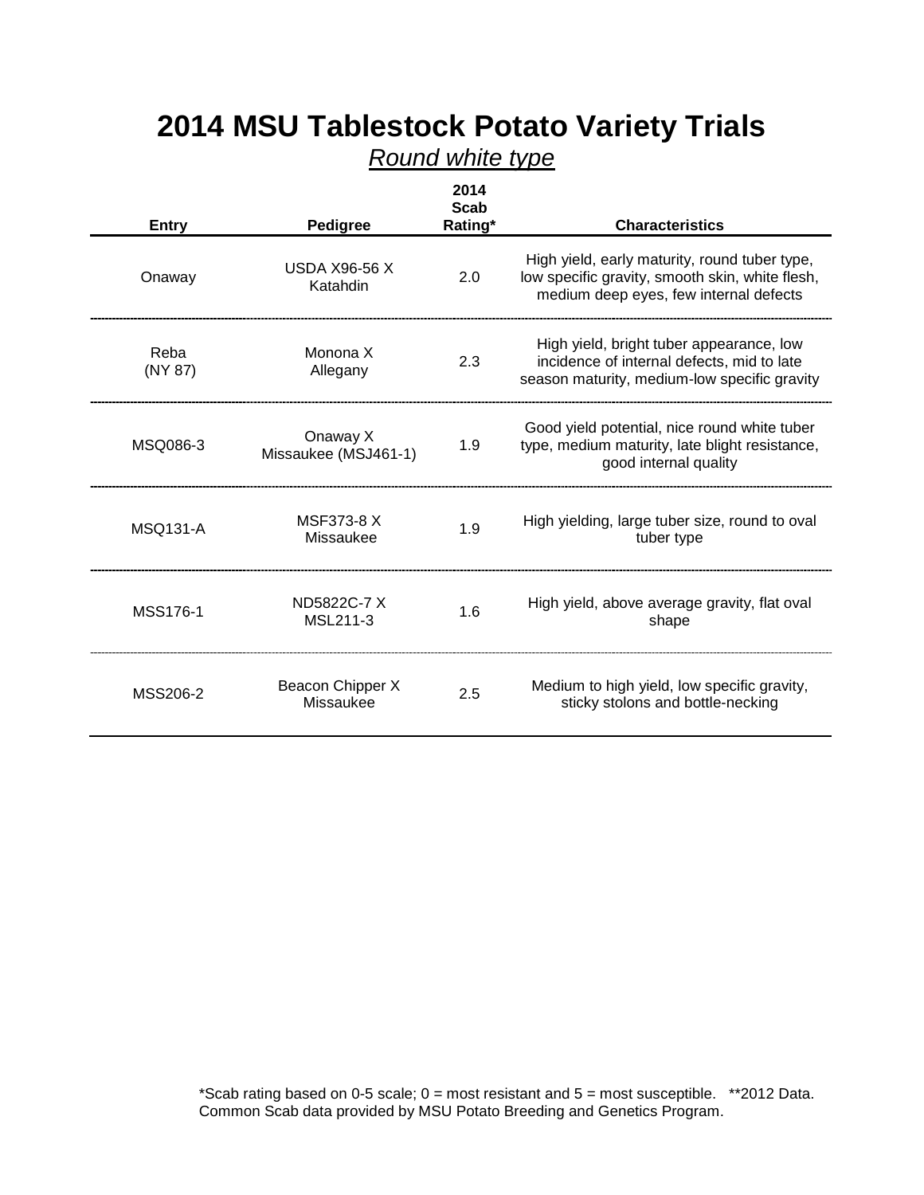# 2014 MSU Tablestock Potato Variety Trials

*Round white type*

| Entry | Pedigree | 2014 Scab Rating* | Characteristics |
|---|---|---|---|
| Onaway | USDA X96-56 X Katahdin | 2.0 | High yield, early maturity, round tuber type, low specific gravity, smooth skin, white flesh, medium deep eyes, few internal defects |
| Reba (NY 87) | Monona X Allegany | 2.3 | High yield, bright tuber appearance, low incidence of internal defects, mid to late season maturity, medium-low specific gravity |
| MSQ086-3 | Onaway X Missaukee (MSJ461-1) | 1.9 | Good yield potential, nice round white tuber type, medium maturity, late blight resistance, good internal quality |
| MSQ131-A | MSF373-8 X Missaukee | 1.9 | High yielding, large tuber size, round to oval tuber type |
| MSS176-1 | ND5822C-7 X MSL211-3 | 1.6 | High yield, above average gravity, flat oval shape |
| MSS206-2 | Beacon Chipper X Missaukee | 2.5 | Medium to high yield, low specific gravity, sticky stolons and bottle-necking |

*Scab rating based on 0-5 scale; 0 = most resistant and 5 = most susceptible. **2012 Data. Common Scab data provided by MSU Potato Breeding and Genetics Program.